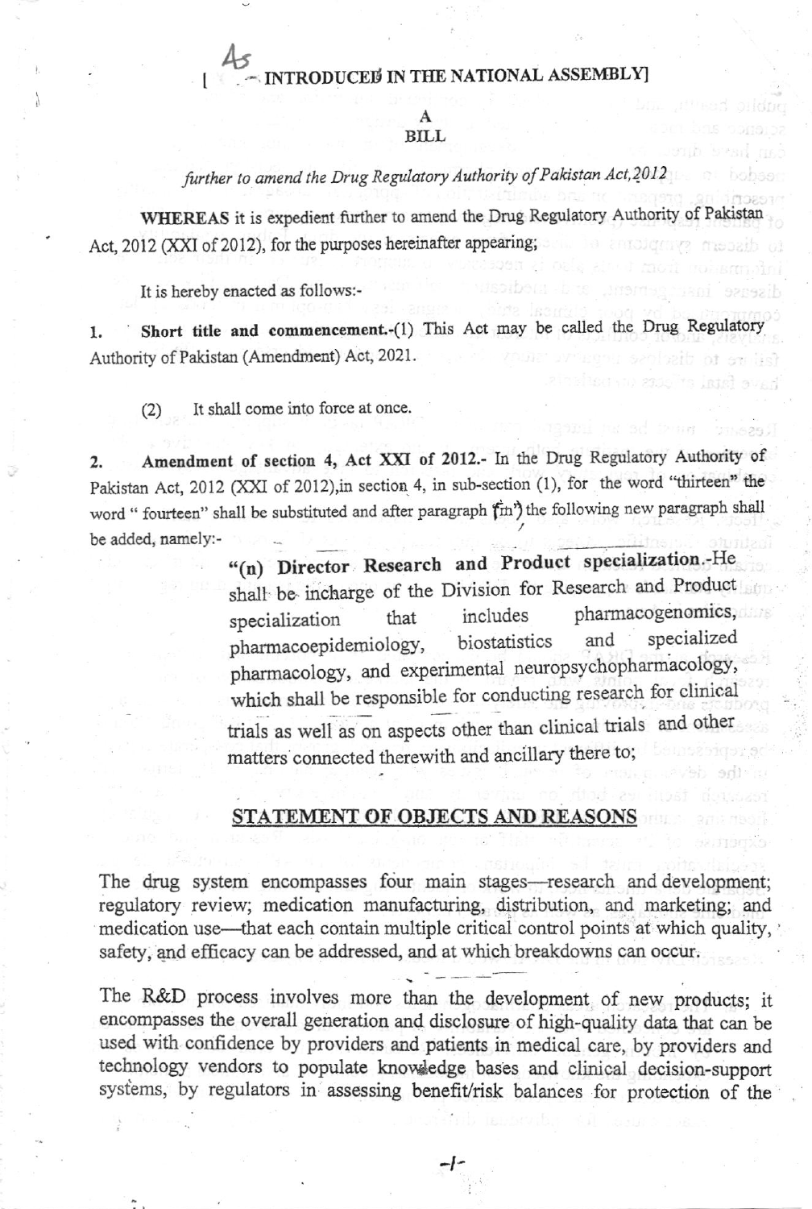[AS INTRODUCED IN THE NATIONAL ASSEMBLY]

**A**

**BILL**

*further to amend the Drug Regulatory Authority of Pakistan Act, 2012*

**WHEREAS** it is expedient further to amend the Drug Regulatory Authority of Pakistan Act, 2012 (XXI of 2012), for the purposes hereinafter appearing;

It is hereby enacted as follows:-

1. **Short title and commencement.**-(1) This Act may be called the Drug Regulatory Authority of Pakistan (Amendment) Act, 2021.

   (2) It shall come into force at once.

2. **Amendment of section 4, Act XXI of 2012.**- In the Drug Regulatory Authority of Pakistan Act, 2012 (XXI of 2012), in section 4, in sub-section (1), for the word "thirteen" the word " fourteen" shall be substituted and after paragraph (m) the following new paragraph shall be added, namely:-

   > "(n) **Director Research and Product specialization.**-He shall be incharge of the Division for Research and Product specialization that includes pharmacogenomics, pharmacoepidemiology, biostatistics and specialized pharmacology, and experimental neuropsychopharmacology, which shall be responsible for conducting research for clinical trials as well as on aspects other than clinical trials and other matters connected therewith and ancillary there to;

## STATEMENT OF OBJECTS AND REASONS

The drug system encompasses four main stages—research and development; regulatory review; medication manufacturing, distribution, and marketing; and medication use—that each contain multiple critical control points at which quality, safety, and efficacy can be addressed, and at which breakdowns can occur.

The R&D process involves more than the development of new products; it encompasses the overall generation and disclosure of high-quality data that can be used with confidence by providers and patients in medical care, by providers and technology vendors to populate knowledge bases and clinical decision-support systems, by regulators in assessing benefit/risk balances for protection of the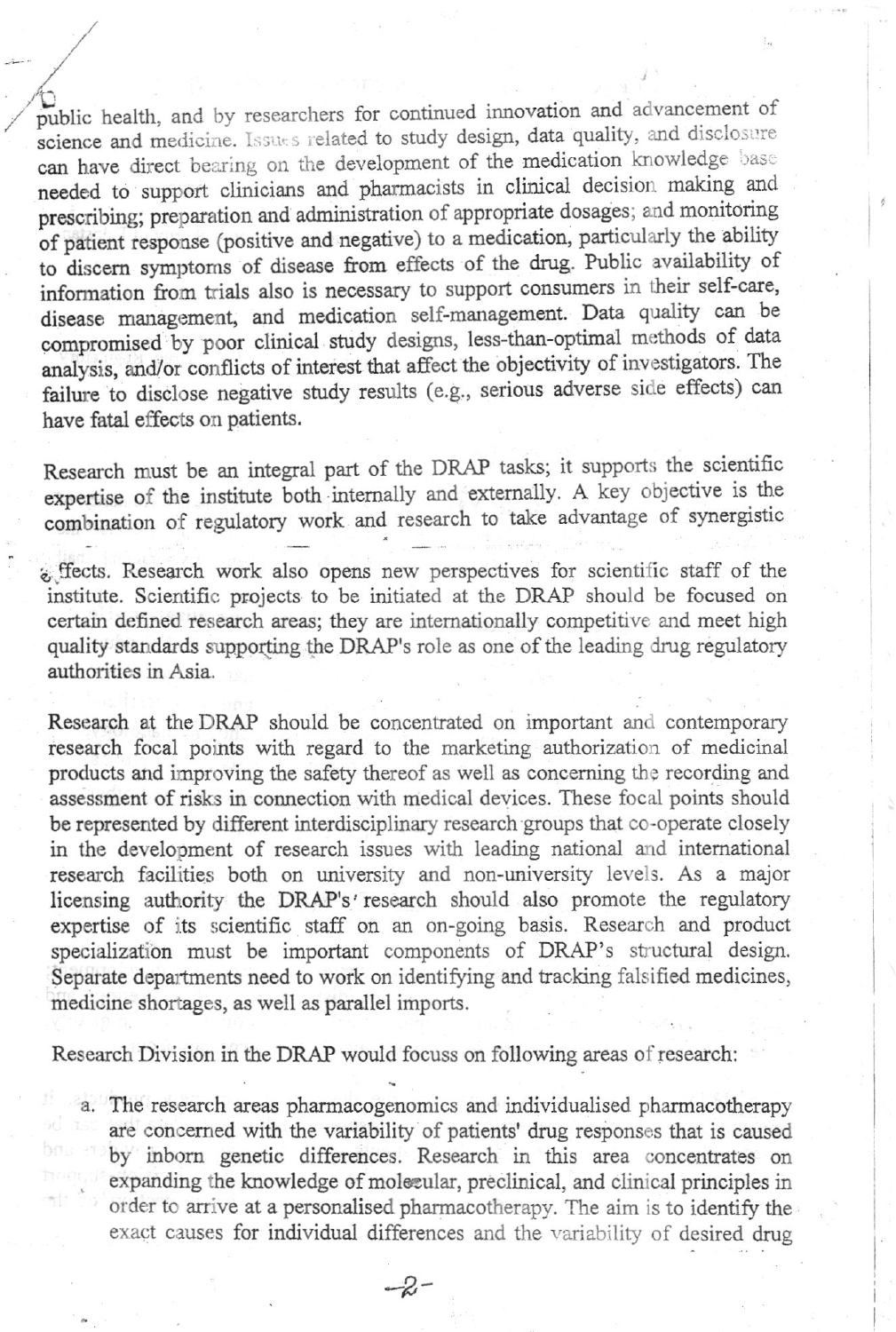public health, and by researchers for continued innovation and advancement of science and medicine. Issues related to study design, data quality, and disclosure can have direct bearing on the development of the medication knowledge base needed to support clinicians and pharmacists in clinical decision making and prescribing; preparation and administration of appropriate dosages; and monitoring of patient response (positive and negative) to a medication, particularly the ability to discern symptoms of disease from effects of the drug. Public availability of information from trials also is necessary to support consumers in their self-care, disease management, and medication self-management. Data quality can be compromised by poor clinical study designs, less-than-optimal methods of data analysis, and/or conflicts of interest that affect the objectivity of investigators. The failure to disclose negative study results (e.g., serious adverse side effects) can have fatal effects on patients.

Research must be an integral part of the DRAP tasks; it supports the scientific expertise of the institute both internally and externally. A key objective is the combination of regulatory work and research to take advantage of synergistic effects. Research work also opens new perspectives for scientific staff of the institute. Scientific projects to be initiated at the DRAP should be focused on certain defined research areas; they are internationally competitive and meet high quality standards supporting the DRAP's role as one of the leading drug regulatory authorities in Asia.

Research at the DRAP should be concentrated on important and contemporary research focal points with regard to the marketing authorization of medicinal products and improving the safety thereof as well as concerning the recording and assessment of risks in connection with medical devices. These focal points should be represented by different interdisciplinary research groups that co-operate closely in the development of research issues with leading national and international research facilities both on university and non-university levels. As a major licensing authority the DRAP's research should also promote the regulatory expertise of its scientific staff on an on-going basis. Research and product specialization must be important components of DRAP's structural design. Separate departments need to work on identifying and tracking falsified medicines, medicine shortages, as well as parallel imports.

Research Division in the DRAP would focuss on following areas of research:

a. The research areas pharmacogenomics and individualised pharmacotherapy are concerned with the variability of patients' drug responses that is caused by inborn genetic differences. Research in this area concentrates on expanding the knowledge of molecular, preclinical, and clinical principles in order to arrive at a personalised pharmacotherapy. The aim is to identify the exact causes for individual differences and the variability of desired drug